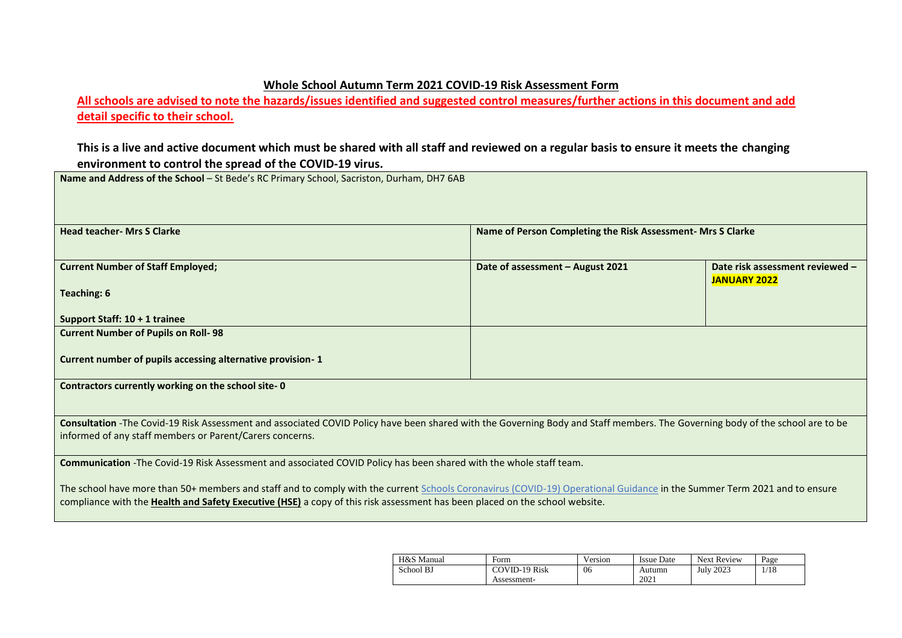# Whole School Autumn Term 2021 COVID-19 Risk Assessment Form

**All schools are advised to note the hazards/issues identified and suggested control measures/further actions in this document and add detail specific to their school.**

**This is a live and active document which must be shared with all staff and reviewed on a regular basis to ensure it meets the changing environment to control the spread of the COVID-19 virus.**

| | | |
|---|---|---|
| **Name and Address of the School** – St Bede's RC Primary School, Sacriston, Durham, DH7 6AB | | |
| **Head teacher- Mrs S Clarke** | **Name of Person Completing the Risk Assessment- Mrs S Clarke** | |
| **Current Number of Staff Employed;**<br><br>**Teaching: 6**<br><br>**Support Staff: 10 + 1 trainee** | **Date of assessment – August 2021** | **Date risk assessment reviewed – JANUARY 2022** |
| **Current Number of Pupils on Roll- 98**<br><br>**Current number of pupils accessing alternative provision- 1** | | |
| **Contractors currently working on the school site- 0** | | |
| **Consultation** -The Covid-19 Risk Assessment and associated COVID Policy have been shared with the Governing Body and Staff members. The Governing body of the school are to be informed of any staff members or Parent/Carers concerns. | | |
| **Communication** -The Covid-19 Risk Assessment and associated COVID Policy has been shared with the whole staff team.<br><br>The school have more than 50+ members and staff and to comply with the current Schools Coronavirus (COVID-19) Operational Guidance in the Summer Term 2021 and to ensure compliance with the **Health and Safety Executive (HSE)** a copy of this risk assessment has been placed on the school website. | | |

| H&S Manual | Form | Version | Issue Date | Next Review |
|---|---|---|---|---|
| School BJ | COVID-19 Risk Assessment- | 06 | Autumn 2021 | July 2023 |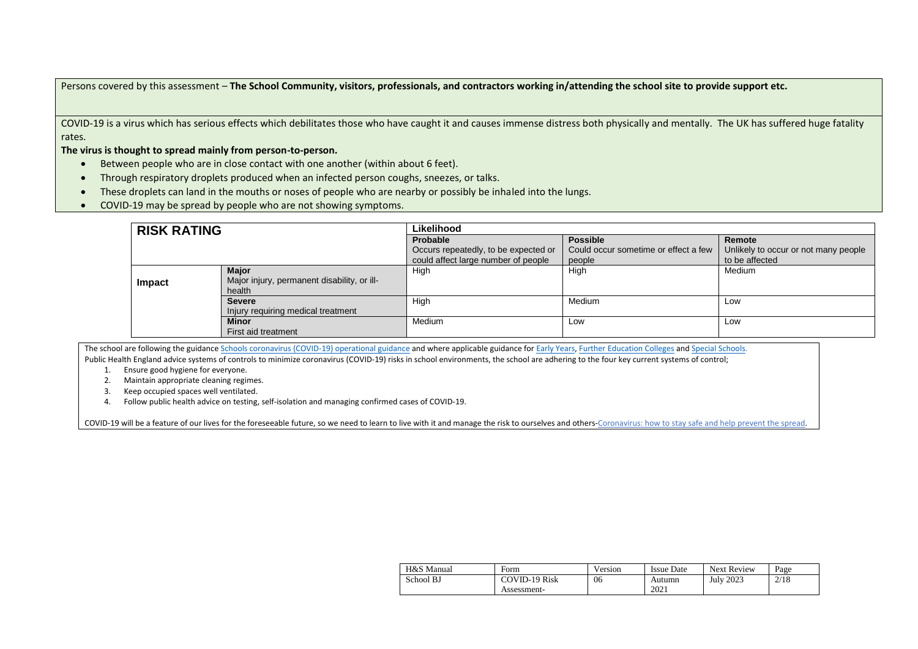Persons covered by this assessment – **The School Community, visitors, professionals, and contractors working in/attending the school site to provide support etc.**

COVID-19 is a virus which has serious effects which debilitates those who have caught it and causes immense distress both physically and mentally. The UK has suffered huge fatality rates.

**The virus is thought to spread mainly from person-to-person.**

- Between people who are in close contact with one another (within about 6 feet).
- Through respiratory droplets produced when an infected person coughs, sneezes, or talks.
- These droplets can land in the mouths or noses of people who are nearby or possibly be inhaled into the lungs.
- COVID-19 may be spread by people who are not showing symptoms.

| **RISK RATING** | | **Likelihood** | | |
|---|---|---|---|---|
| | | **Probable** Occurs repeatedly, to be expected or could affect large number of people | **Possible** Could occur sometime or effect a few people | **Remote** Unlikely to occur or not many people to be affected |
| **Impact** | **Major** Major injury, permanent disability, or ill-health | High | High | Medium |
| | **Severe** Injury requiring medical treatment | High | Medium | Low |
| | **Minor** First aid treatment | Medium | Low | Low |

The school are following the guidance Schools coronavirus (COVID-19) operational guidance and where applicable guidance for Early Years, Further Education Colleges and Special Schools.

Public Health England advice systems of controls to minimize coronavirus (COVID-19) risks in school environments, the school are adhering to the four key current systems of control;

1. Ensure good hygiene for everyone.
2. Maintain appropriate cleaning regimes.
3. Keep occupied spaces well ventilated.
4. Follow public health advice on testing, self-isolation and managing confirmed cases of COVID-19.

COVID-19 will be a feature of our lives for the foreseeable future, so we need to learn to live with it and manage the risk to ourselves and others-Coronavirus: how to stay safe and help prevent the spread.

| H&S Manual | Form | Version | Issue Date | Next Review | Page |
|---|---|---|---|---|---|
| School BJ | COVID-19 Risk Assessment- | 06 | Autumn 2021 | July 2023 | 2/18 |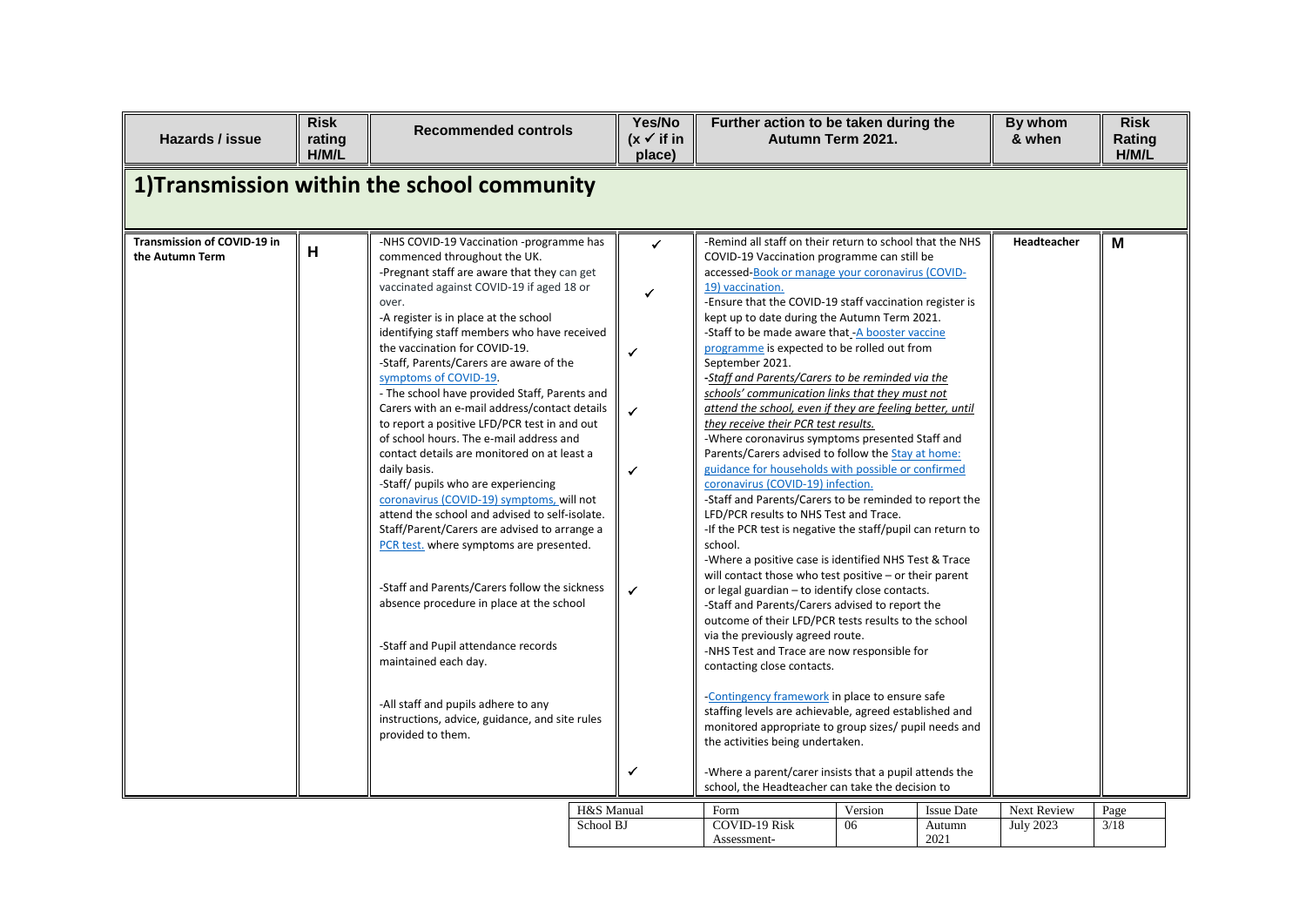| Hazards / issue | Risk rating H/M/L | Recommended controls | Yes/No (x ✓ if in place) | Further action to be taken during the Autumn Term 2021. | By whom & when | Risk Rating H/M/L |
|---|---|---|---|---|---|---|
| **1)Transmission within the school community** | | | | | | |
| **Transmission of COVID-19 in the Autumn Term** | **H** | -NHS COVID-19 Vaccination -programme has commenced throughout the UK.<br>-Pregnant staff are aware that they can get vaccinated against COVID-19 if aged 18 or over.<br>-A register is in place at the school identifying staff members who have received the vaccination for COVID-19.<br>-Staff, Parents/Carers are aware of the symptoms of COVID-19.<br>- The school have provided Staff, Parents and Carers with an e-mail address/contact details to report a positive LFD/PCR test in and out of school hours. The e-mail address and contact details are monitored on at least a daily basis.<br>-Staff/ pupils who are experiencing coronavirus (COVID-19) symptoms, will not attend the school and advised to self-isolate. Staff/Parent/Carers are advised to arrange a PCR test. where symptoms are presented.<br><br>-Staff and Parents/Carers follow the sickness absence procedure in place at the school<br><br>-Staff and Pupil attendance records maintained each day.<br><br>-All staff and pupils adhere to any instructions, advice, guidance, and site rules provided to them. | ✓<br>✓<br>✓<br>✓<br>✓<br>✓<br>✓ | -Remind all staff on their return to school that the NHS COVID-19 Vaccination programme can still be accessed-Book or manage your coronavirus (COVID-19) vaccination.<br>-Ensure that the COVID-19 staff vaccination register is kept up to date during the Autumn Term 2021.<br>-Staff to be made aware that -A booster vaccine programme is expected to be rolled out from September 2021.<br>*-Staff and Parents/Carers to be reminded via the schools' communication links that they must not attend the school, even if they are feeling better, until they receive their PCR test results.*<br>-Where coronavirus symptoms presented Staff and Parents/Carers advised to follow the Stay at home: guidance for households with possible or confirmed coronavirus (COVID-19) infection.<br>-Staff and Parents/Carers to be reminded to report the LFD/PCR results to NHS Test and Trace.<br>-If the PCR test is negative the staff/pupil can return to school.<br>-Where a positive case is identified NHS Test & Trace will contact those who test positive – or their parent or legal guardian – to identify close contacts.<br>-Staff and Parents/Carers advised to report the outcome of their LFD/PCR tests results to the school via the previously agreed route.<br>-NHS Test and Trace are now responsible for contacting close contacts.<br><br>-Contingency framework in place to ensure safe staffing levels are achievable, agreed established and monitored appropriate to group sizes/ pupil needs and the activities being undertaken.<br><br>-Where a parent/carer insists that a pupil attends the school, the Headteacher can take the decision to | **Headteacher** | **M** |

| H&S Manual | Form | Version | Issue Date | Next Review |
|---|---|---|---|---|
| School BJ | COVID-19 Risk Assessment- | 06 | Autumn 2021 | July 2023 |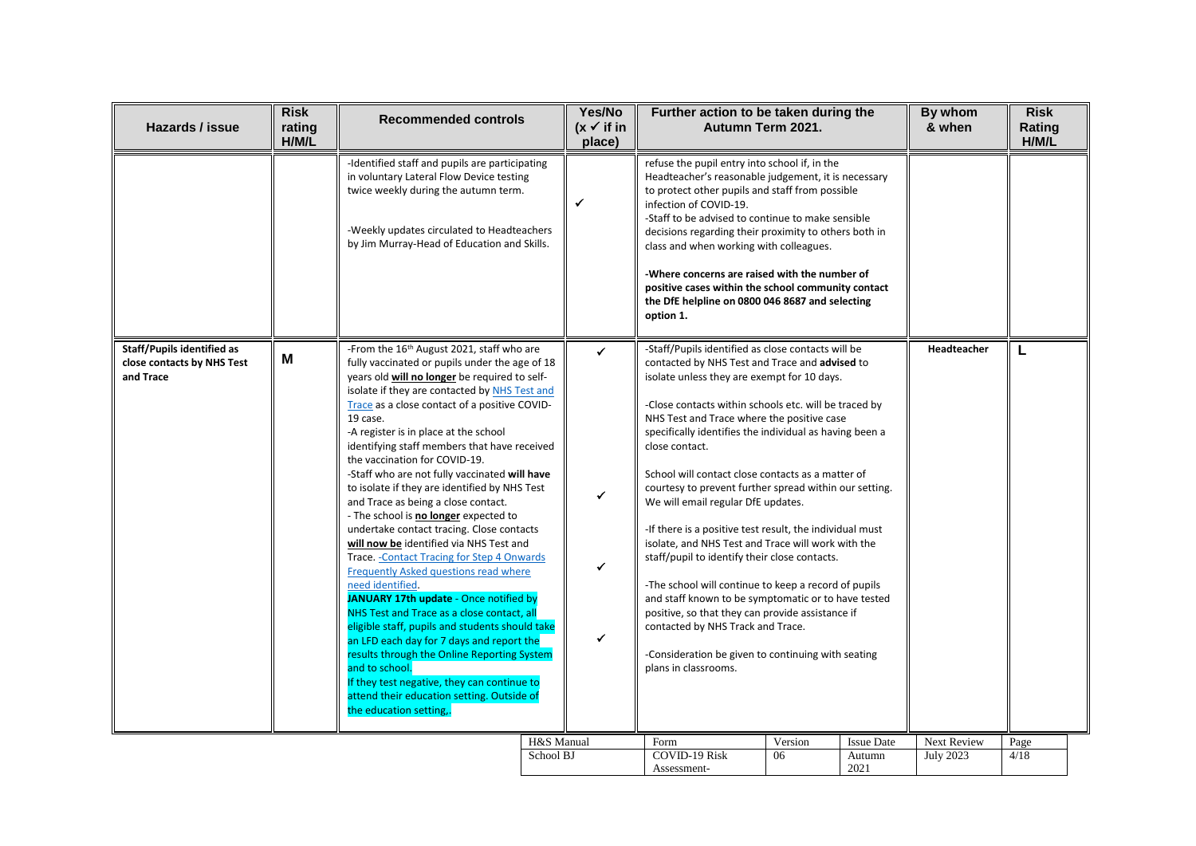| Hazards / issue | Risk rating H/M/L | Recommended controls | Yes/No (x ✓ if in place) | Further action to be taken during the Autumn Term 2021. | By whom & when | Risk Rating H/M/L |
|---|---|---|---|---|---|---|
| | | -Identified staff and pupils are participating in voluntary Lateral Flow Device testing twice weekly during the autumn term.<br><br>-Weekly updates circulated to Headteachers by Jim Murray-Head of Education and Skills. | ✓ | refuse the pupil entry into school if, in the Headteacher's reasonable judgement, it is necessary to protect other pupils and staff from possible infection of COVID-19.<br>-Staff to be advised to continue to make sensible decisions regarding their proximity to others both in class and when working with colleagues.<br><br>**-Where concerns are raised with the number of positive cases within the school community contact the DfE helpline on 0800 046 8687 and selecting option 1.** | | |
| **Staff/Pupils identified as close contacts by NHS Test and Trace** | **M** | -From the 16th August 2021, staff who are fully vaccinated or pupils under the age of 18 years old **will no longer** be required to self-isolate if they are contacted by NHS Test and Trace as a close contact of a positive COVID-19 case.<br>-A register is in place at the school identifying staff members that have received the vaccination for COVID-19.<br>-Staff who are not fully vaccinated **will have** to isolate if they are identified by NHS Test and Trace as being a close contact.<br>- The school is **no longer** expected to undertake contact tracing. Close contacts **will now be** identified via NHS Test and Trace. -Contact Tracing for Step 4 Onwards Frequently Asked questions read where need identified.<br>**JANUARY 17th update** - Once notified by NHS Test and Trace as a close contact, all eligible staff, pupils and students should take an LFD each day for 7 days and report the results through the Online Reporting System and to school.<br>If they test negative, they can continue to attend their education setting. Outside of the education setting,. | ✓<br><br>✓<br><br>✓<br><br>✓ | -Staff/Pupils identified as close contacts will be contacted by NHS Test and Trace and **advised** to isolate unless they are exempt for 10 days.<br><br>-Close contacts within schools etc. will be traced by NHS Test and Trace where the positive case specifically identifies the individual as having been a close contact.<br><br>School will contact close contacts as a matter of courtesy to prevent further spread within our setting. We will email regular DfE updates.<br><br>-If there is a positive test result, the individual must isolate, and NHS Test and Trace will work with the staff/pupil to identify their close contacts.<br><br>-The school will continue to keep a record of pupils and staff known to be symptomatic or to have tested positive, so that they can provide assistance if contacted by NHS Track and Trace.<br><br>-Consideration be given to continuing with seating plans in classrooms. | **Headteacher** | **L** |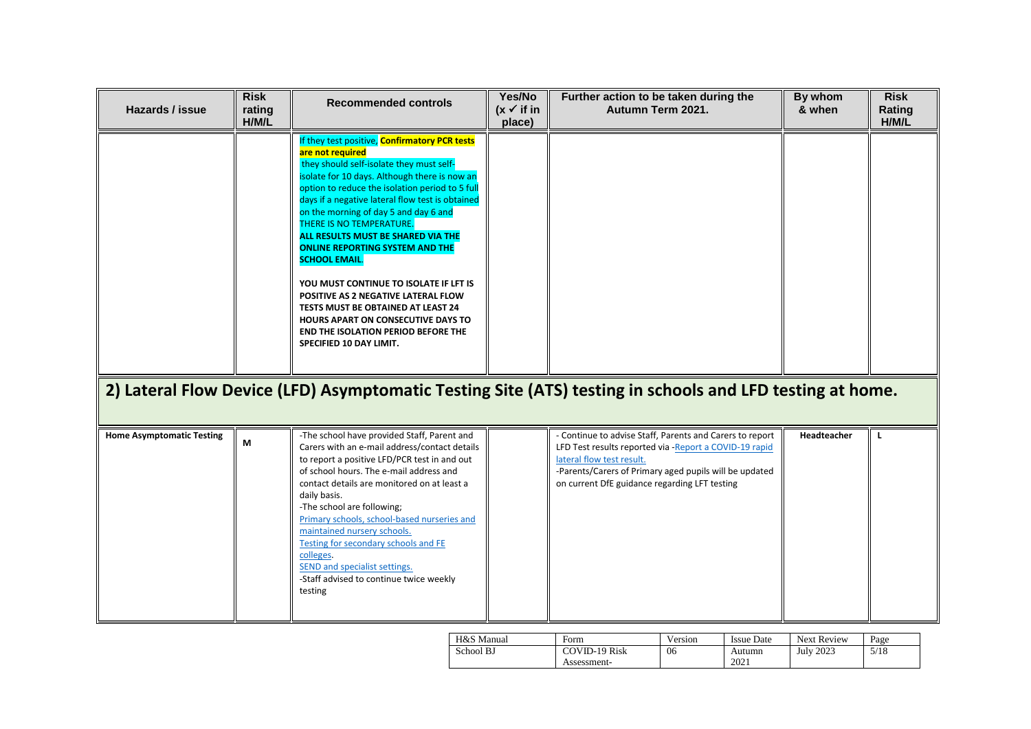| Hazards / issue | Risk rating H/M/L | Recommended controls | Yes/No (x ✓ if in place) | Further action to be taken during the Autumn Term 2021. | By whom & when | Risk Rating H/M/L |
|---|---|---|---|---|---|---|
| | | If they test positive, **Confirmatory PCR tests are not required** they should self-isolate they must self-isolate for 10 days. Although there is now an option to reduce the isolation period to 5 full days if a negative lateral flow test is obtained on the morning of day 5 and day 6 and THERE IS NO TEMPERATURE. **ALL RESULTS MUST BE SHARED VIA THE ONLINE REPORTING SYSTEM AND THE SCHOOL EMAIL.** <br><br> **YOU MUST CONTINUE TO ISOLATE IF LFT IS POSITIVE AS 2 NEGATIVE LATERAL FLOW TESTS MUST BE OBTAINED AT LEAST 24 HOURS APART ON CONSECUTIVE DAYS TO END THE ISOLATION PERIOD BEFORE THE SPECIFIED 10 DAY LIMIT.** | | | | |

## 2) Lateral Flow Device (LFD) Asymptomatic Testing Site (ATS) testing in schools and LFD testing at home.

| Hazards / issue | Risk rating H/M/L | Recommended controls | Yes/No (x ✓ if in place) | Further action to be taken during the Autumn Term 2021. | By whom & when | Risk Rating H/M/L |
|---|---|---|---|---|---|---|
| **Home Asymptomatic Testing** | **M** | -The school have provided Staff, Parent and Carers with an e-mail address/contact details to report a positive LFD/PCR test in and out of school hours. The e-mail address and contact details are monitored on at least a daily basis. <br>-The school are following; <br>Primary schools, school-based nurseries and maintained nursery schools. <br>Testing for secondary schools and FE colleges. <br>SEND and specialist settings. <br>-Staff advised to continue twice weekly testing | | - Continue to advise Staff, Parents and Carers to report LFD Test results reported via -Report a COVID-19 rapid lateral flow test result. <br>-Parents/Carers of Primary aged pupils will be updated on current DfE guidance regarding LFT testing | **Headteacher** | **L** |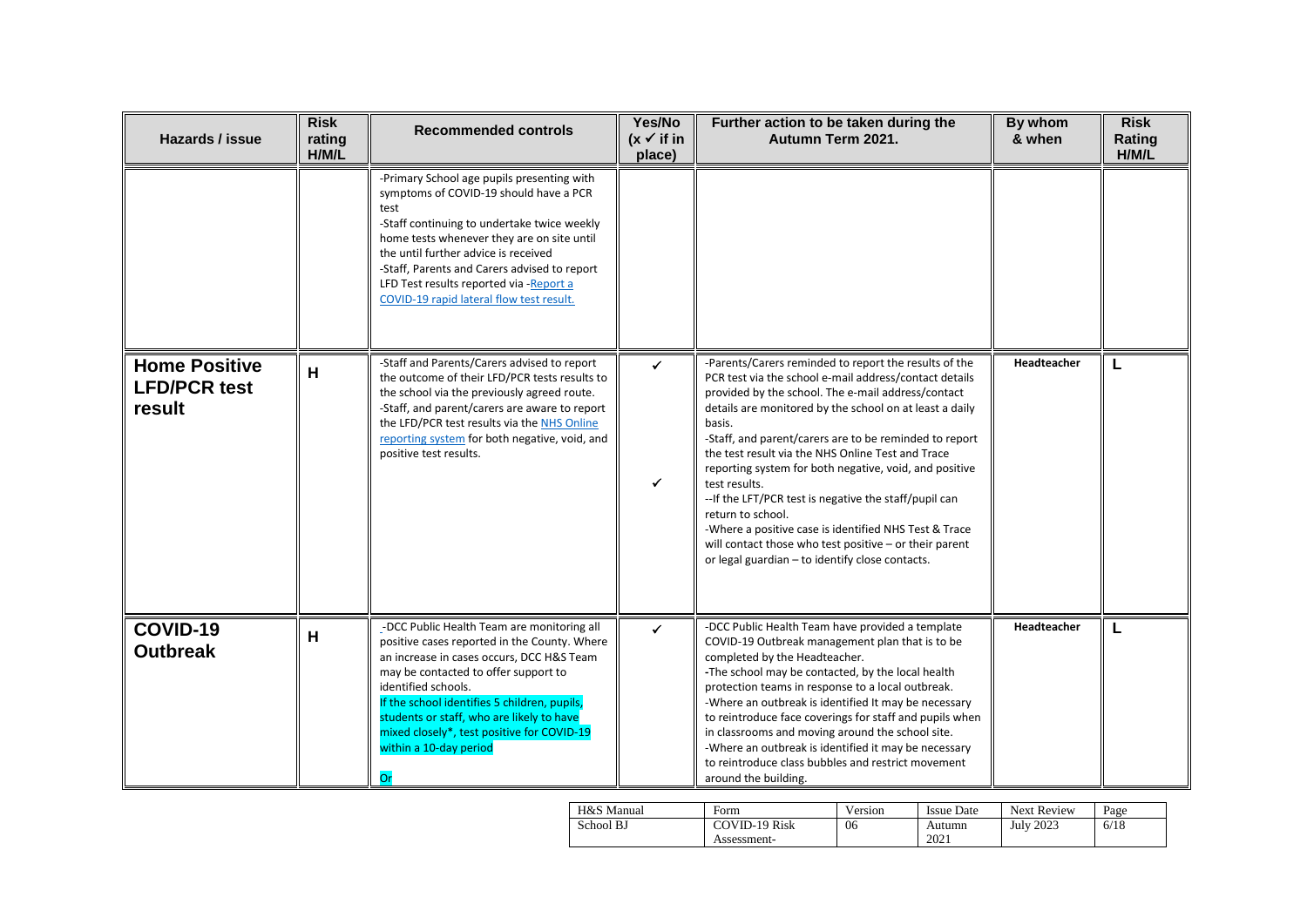| Hazards / issue | Risk rating H/M/L | Recommended controls | Yes/No (x ✓ if in place) | Further action to be taken during the Autumn Term 2021. | By whom & when | Risk Rating H/M/L |
|---|---|---|---|---|---|---|
| | | -Primary School age pupils presenting with symptoms of COVID-19 should have a PCR test<br>-Staff continuing to undertake twice weekly home tests whenever they are on site until the until further advice is received<br>-Staff, Parents and Carers advised to report LFD Test results reported via -Report a COVID-19 rapid lateral flow test result. | | | | |
| **Home Positive LFD/PCR test result** | **H** | -Staff and Parents/Carers advised to report the outcome of their LFD/PCR tests results to the school via the previously agreed route.<br>-Staff, and parent/carers are aware to report the LFD/PCR test results via the NHS Online reporting system for both negative, void, and positive test results. | ✓<br><br>✓ | -Parents/Carers reminded to report the results of the PCR test via the school e-mail address/contact details provided by the school. The e-mail address/contact details are monitored by the school on at least a daily basis.<br>-Staff, and parent/carers are to be reminded to report the test result via the NHS Online Test and Trace reporting system for both negative, void, and positive test results.<br>--If the LFT/PCR test is negative the staff/pupil can return to school.<br>-Where a positive case is identified NHS Test & Trace will contact those who test positive – or their parent or legal guardian – to identify close contacts. | **Headteacher** | **L** |
| **COVID-19 Outbreak** | **H** | -DCC Public Health Team are monitoring all positive cases reported in the County. Where an increase in cases occurs, DCC H&S Team may be contacted to offer support to identified schools.<br>If the school identifies 5 children, pupils, students or staff, who are likely to have mixed closely*, test positive for COVID-19 within a 10-day period<br><br>Or | ✓ | -DCC Public Health Team have provided a template COVID-19 Outbreak management plan that is to be completed by the Headteacher.<br>-The school may be contacted, by the local health protection teams in response to a local outbreak.<br>-Where an outbreak is identified It may be necessary to reintroduce face coverings for staff and pupils when in classrooms and moving around the school site.<br>-Where an outbreak is identified it may be necessary to reintroduce class bubbles and restrict movement around the building. | **Headteacher** | **L** |

| H&S Manual | Form | Version | Issue Date | Next Review |
|---|---|---|---|---|
| School BJ | COVID-19 Risk Assessment- | 06 | Autumn 2021 | July 2023 |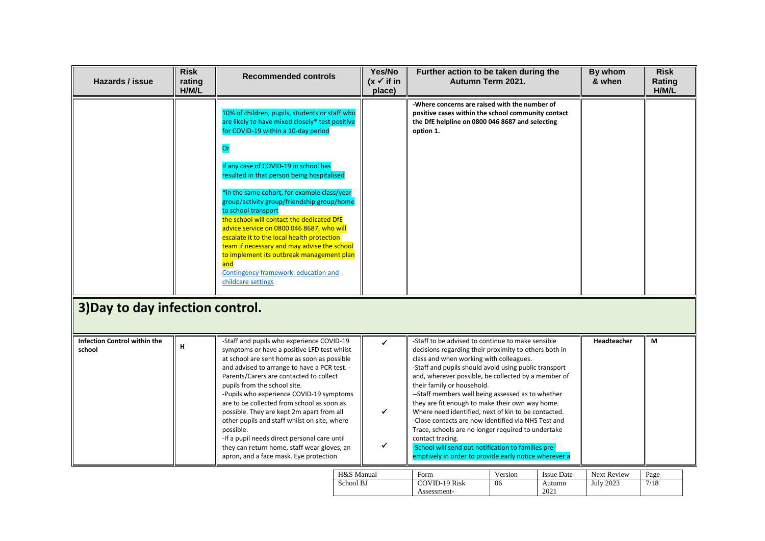| Hazards / issue | Risk rating H/M/L | Recommended controls | Yes/No (x ✓ if in place) | Further action to be taken during the Autumn Term 2021. | By whom & when | Risk Rating H/M/L |
|---|---|---|---|---|---|---|
| | | 10% of children, pupils, students or staff who are likely to have mixed closely* test positive for COVID-19 within a 10-day period<br><br>Or<br><br>If any case of COVID-19 in school has resulted in that person being hospitalised<br><br>*in the same cohort, for example class/year group/activity group/friendship group/home to school transport<br>the school will contact the dedicated DfE advice service on 0800 046 8687, who will escalate it to the local health protection team if necessary and may advise the school to implement its outbreak management plan and<br>Contingency framework: education and childcare settings | | **-Where concerns are raised with the number of positive cases within the school community contact the DfE helpline on 0800 046 8687 and selecting option 1.** | | |

## 3)Day to day infection control.

| Hazards / issue | Risk rating H/M/L | Recommended controls | Yes/No (x ✓ if in place) | Further action to be taken during the Autumn Term 2021. | By whom & when | Risk Rating H/M/L |
|---|---|---|---|---|---|---|
| **Infection Control within the school** | **H** | -Staff and pupils who experience COVID-19 symptoms or have a positive LFD test whilst at school are sent home as soon as possible and advised to arrange to have a PCR test. -Parents/Carers are contacted to collect pupils from the school site.<br>-Pupils who experience COVID-19 symptoms are to be collected from school as soon as possible. They are kept 2m apart from all other pupils and staff whilst on site, where possible.<br>-If a pupil needs direct personal care until they can return home, staff wear gloves, an apron, and a face mask. Eye protection | ✓<br><br>✓<br><br>✓ | -Staff to be advised to continue to make sensible decisions regarding their proximity to others both in class and when working with colleagues.<br>-Staff and pupils should avoid using public transport and, wherever possible, be collected by a member of their family or household.<br>--Staff members well being assessed as to whether they are fit enough to make their own way home. Where need identified, next of kin to be contacted.<br>-Close contacts are now identified via NHS Test and Trace, schools are no longer required to undertake contact tracing.<br>-School will send out notification to families pre-emptively in order to provide early notice wherever a | **Headteacher** | **M** |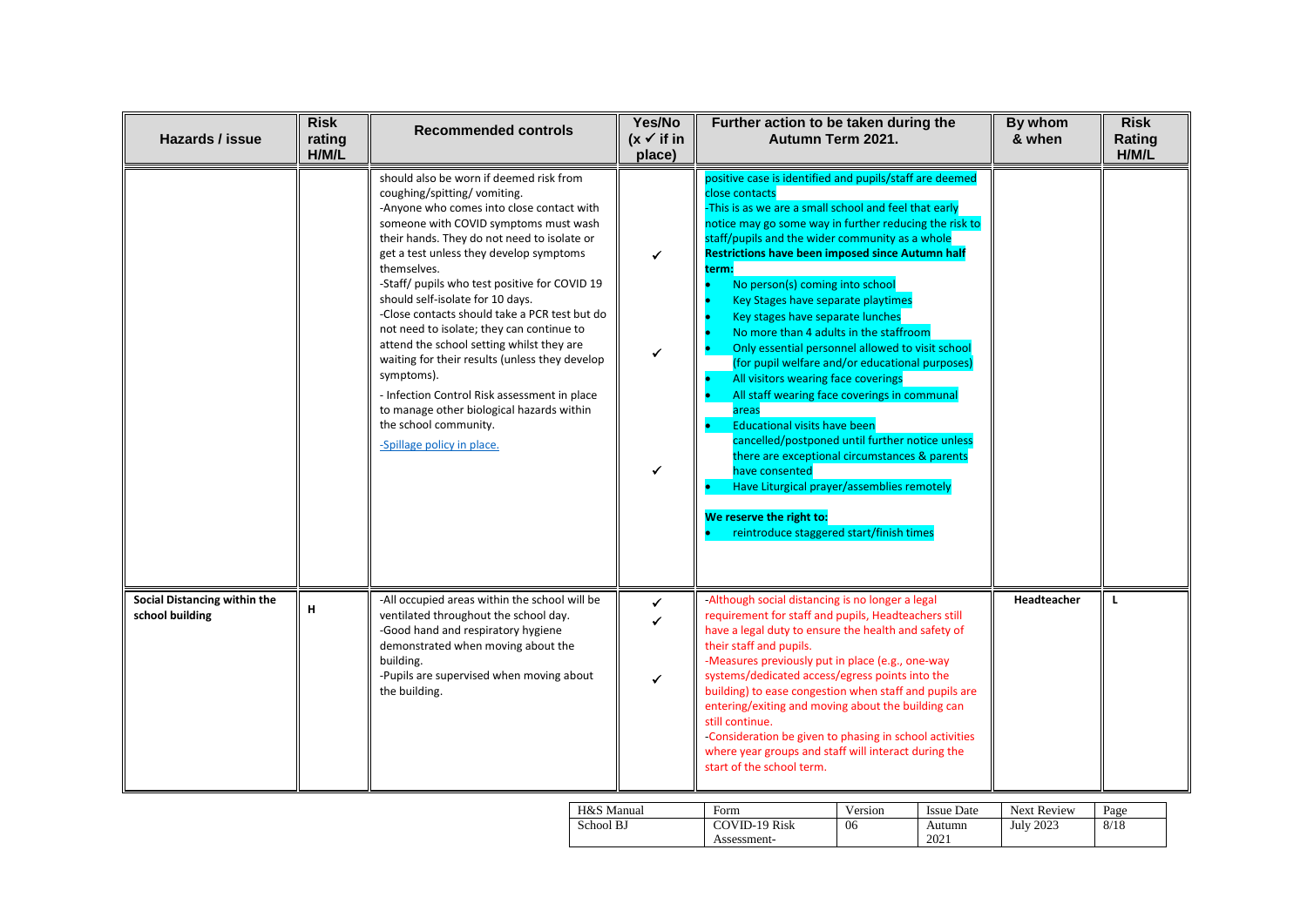| Hazards / issue | Risk rating H/M/L | Recommended controls | Yes/No (x ✓ if in place) | Further action to be taken during the Autumn Term 2021. | By whom & when | Risk Rating H/M/L |
|---|---|---|---|---|---|---|
| | | should also be worn if deemed risk from coughing/spitting/ vomiting.<br>-Anyone who comes into close contact with someone with COVID symptoms must wash their hands. They do not need to isolate or get a test unless they develop symptoms themselves.<br>-Staff/ pupils who test positive for COVID 19 should self-isolate for 10 days.<br>-Close contacts should take a PCR test but do not need to isolate; they can continue to attend the school setting whilst they are waiting for their results (unless they develop symptoms).<br>- Infection Control Risk assessment in place to manage other biological hazards within the school community.<br>-Spillage policy in place. | ✓<br>✓<br>✓ | positive case is identified and pupils/staff are deemed close contacts<br>-This is as we are a small school and feel that early notice may go some way in further reducing the risk to staff/pupils and the wider community as a whole<br>**Restrictions have been imposed since Autumn half term:**<br>• No person(s) coming into school<br>• Key Stages have separate playtimes<br>• Key stages have separate lunches<br>• No more than 4 adults in the staffroom<br>• Only essential personnel allowed to visit school (for pupil welfare and/or educational purposes)<br>• All visitors wearing face coverings<br>• All staff wearing face coverings in communal areas<br>• Educational visits have been cancelled/postponed until further notice unless there are exceptional circumstances & parents have consented<br>• Have Liturgical prayer/assemblies remotely<br><br>**We reserve the right to:**<br>• reintroduce staggered start/finish times | | |
| **Social Distancing within the school building** | **H** | -All occupied areas within the school will be ventilated throughout the school day.<br>-Good hand and respiratory hygiene demonstrated when moving about the building.<br>-Pupils are supervised when moving about the building. | ✓<br>✓<br>✓ | -Although social distancing is no longer a legal requirement for staff and pupils, Headteachers still have a legal duty to ensure the health and safety of their staff and pupils.<br>-Measures previously put in place (e.g., one-way systems/dedicated access/egress points into the building) to ease congestion when staff and pupils are entering/exiting and moving about the building can still continue.<br>-Consideration be given to phasing in school activities where year groups and staff will interact during the start of the school term. | **Headteacher** | **L** |

| H&S Manual | Form | Version | Issue Date | Next Review | Page |
|---|---|---|---|---|---|
| School BJ | COVID-19 Risk Assessment- | 06 | Autumn 2021 | July 2023 | 8/18 |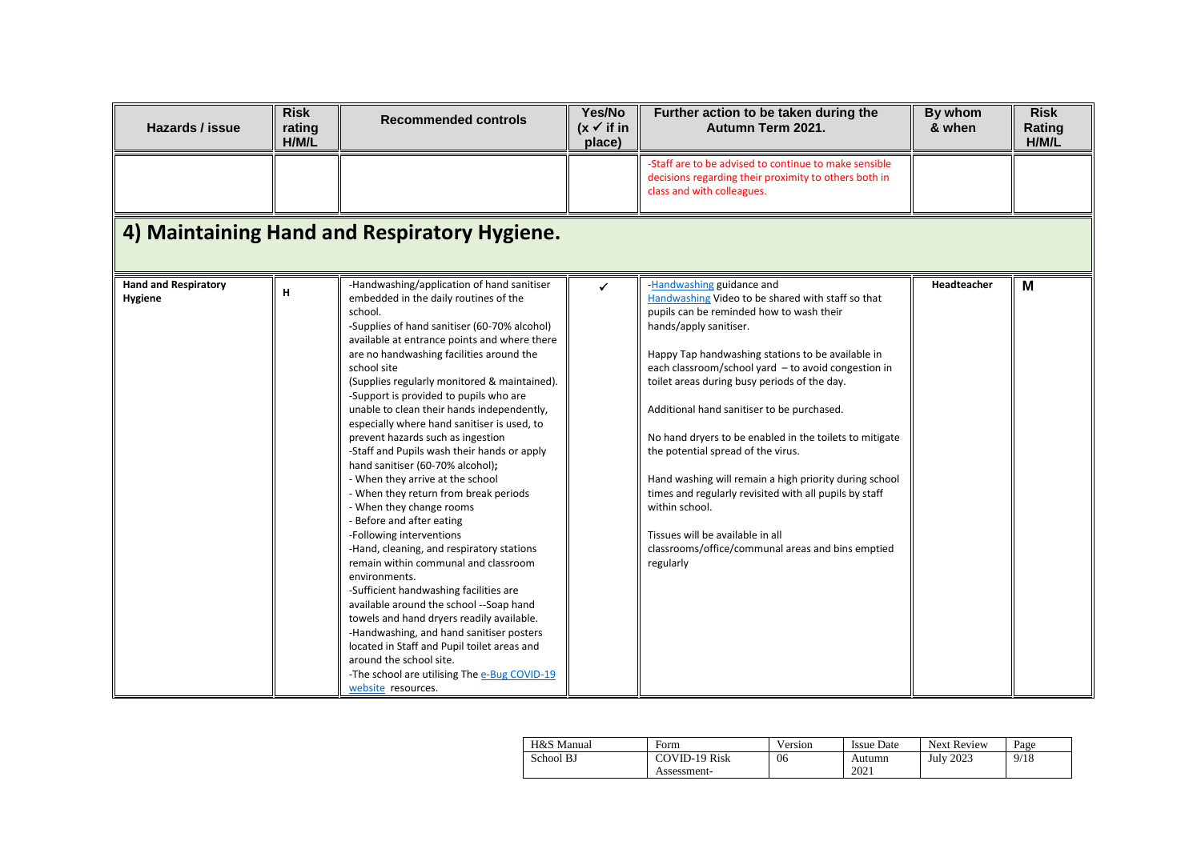| Hazards / issue | Risk rating H/M/L | Recommended controls | Yes/No (x ✓ if in place) | Further action to be taken during the Autumn Term 2021. | By whom & when | Risk Rating H/M/L |
|---|---|---|---|---|---|---|
| | | | | -Staff are to be advised to continue to make sensible decisions regarding their proximity to others both in class and with colleagues. | | |

## 4) Maintaining Hand and Respiratory Hygiene.

| Hazards / issue | Risk rating H/M/L | Recommended controls | Yes/No (x ✓ if in place) | Further action to be taken during the Autumn Term 2021. | By whom & when | Risk Rating H/M/L |
|---|---|---|---|---|---|---|
| **Hand and Respiratory Hygiene** | H | -Handwashing/application of hand sanitiser embedded in the daily routines of the school.<br>-Supplies of hand sanitiser (60-70% alcohol) available at entrance points and where there are no handwashing facilities around the school site (Supplies regularly monitored & maintained).<br>-Support is provided to pupils who are unable to clean their hands independently, especially where hand sanitiser is used, to prevent hazards such as ingestion<br>-Staff and Pupils wash their hands or apply hand sanitiser (60-70% alcohol);<br>- When they arrive at the school<br>- When they return from break periods<br>- When they change rooms<br>- Before and after eating<br>-Following interventions<br>-Hand, cleaning, and respiratory stations remain within communal and classroom environments.<br>-Sufficient handwashing facilities are available around the school --Soap hand towels and hand dryers readily available.<br>-Handwashing, and hand sanitiser posters located in Staff and Pupil toilet areas and around the school site.<br>-The school are utilising The e-Bug COVID-19 website resources. | ✓ | -Handwashing guidance and Handwashing Video to be shared with staff so that pupils can be reminded how to wash their hands/apply sanitiser.<br><br>Happy Tap handwashing stations to be available in each classroom/school yard – to avoid congestion in toilet areas during busy periods of the day.<br><br>Additional hand sanitiser to be purchased.<br><br>No hand dryers to be enabled in the toilets to mitigate the potential spread of the virus.<br><br>Hand washing will remain a high priority during school times and regularly revisited with all pupils by staff within school.<br><br>Tissues will be available in all classrooms/office/communal areas and bins emptied regularly | **Headteacher** | **M** |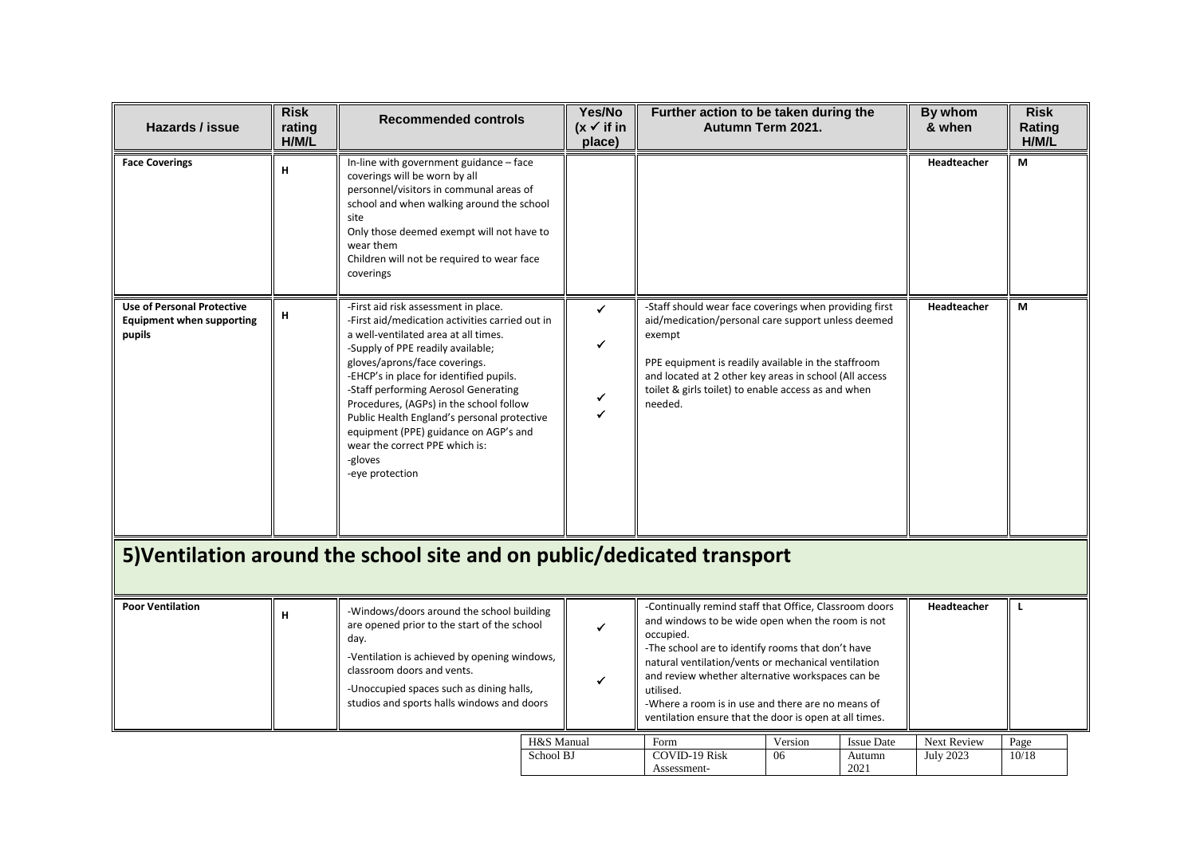| Hazards / issue | Risk rating H/M/L | Recommended controls | Yes/No (x ✓ if in place) | Further action to be taken during the Autumn Term 2021. | By whom & when | Risk Rating H/M/L |
|---|---|---|---|---|---|---|
| **Face Coverings** | H | In-line with government guidance – face coverings will be worn by all personnel/visitors in communal areas of school and when walking around the school site<br>Only those deemed exempt will not have to wear them<br>Children will not be required to wear face coverings | | | **Headteacher** | **M** |
| **Use of Personal Protective Equipment when supporting pupils** | H | -First aid risk assessment in place.<br>-First aid/medication activities carried out in a well-ventilated area at all times.<br>-Supply of PPE readily available; gloves/aprons/face coverings.<br>-EHCP's in place for identified pupils.<br>-Staff performing Aerosol Generating Procedures, (AGPs) in the school follow Public Health England's personal protective equipment (PPE) guidance on AGP's and wear the correct PPE which is:<br>-gloves<br>-eye protection | ✓<br>✓<br>✓<br>✓ | -Staff should wear face coverings when providing first aid/medication/personal care support unless deemed exempt<br><br>PPE equipment is readily available in the staffroom and located at 2 other key areas in school (All access toilet & girls toilet) to enable access as and when needed. | **Headteacher** | **M** |

## 5)Ventilation around the school site and on public/dedicated transport

| Hazards / issue | Risk rating H/M/L | Recommended controls | Yes/No (x ✓ if in place) | Further action to be taken during the Autumn Term 2021. | By whom & when | Risk Rating H/M/L |
|---|---|---|---|---|---|---|
| **Poor Ventilation** | H | -Windows/doors around the school building are opened prior to the start of the school day.<br>-Ventilation is achieved by opening windows, classroom doors and vents.<br>-Unoccupied spaces such as dining halls, studios and sports halls windows and doors | ✓<br>✓ | -Continually remind staff that Office, Classroom doors and windows to be wide open when the room is not occupied.<br>-The school are to identify rooms that don't have natural ventilation/vents or mechanical ventilation and review whether alternative workspaces can be utilised.<br>-Where a room is in use and there are no means of ventilation ensure that the door is open at all times. | **Headteacher** | **L** |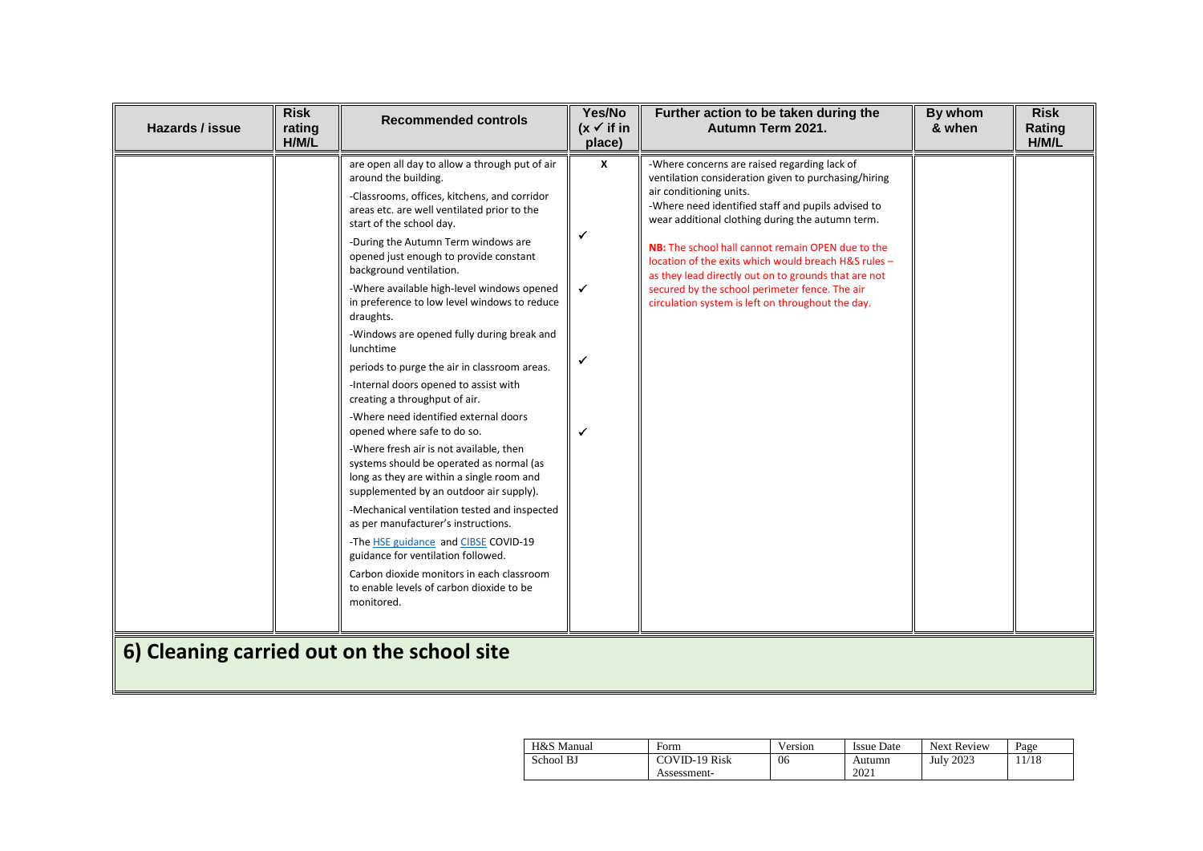| Hazards / issue | Risk rating H/M/L | Recommended controls | Yes/No (x ✓ if in place) | Further action to be taken during the Autumn Term 2021. | By whom & when | Risk Rating H/M/L |
|---|---|---|---|---|---|---|
| | | are open all day to allow a through put of air around the building.<br>-Classrooms, offices, kitchens, and corridor areas etc. are well ventilated prior to the start of the school day.<br>-During the Autumn Term windows are opened just enough to provide constant background ventilation.<br>-Where available high-level windows opened in preference to low level windows to reduce draughts.<br>-Windows are opened fully during break and lunchtime<br>periods to purge the air in classroom areas.<br>-Internal doors opened to assist with creating a throughput of air.<br>-Where need identified external doors opened where safe to do so.<br>-Where fresh air is not available, then systems should be operated as normal (as long as they are within a single room and supplemented by an outdoor air supply).<br>-Mechanical ventilation tested and inspected as per manufacturer's instructions.<br>-The [HSE guidance] and [CIBSE] COVID-19 guidance for ventilation followed.<br>Carbon dioxide monitors in each classroom to enable levels of carbon dioxide to be monitored. | X<br>✓<br>✓<br>✓<br>✓ | -Where concerns are raised regarding lack of ventilation consideration given to purchasing/hiring air conditioning units.<br>-Where need identified staff and pupils advised to wear additional clothing during the autumn term.<br>**NB:** The school hall cannot remain OPEN due to the location of the exits which would breach H&S rules – as they lead directly out on to grounds that are not secured by the school perimeter fence. The air circulation system is left on throughout the day. | | |

## 6) Cleaning carried out on the school site

| H&S Manual | Form | Version | Issue Date | Next Review | Page |
|---|---|---|---|---|---|
| School BJ | COVID-19 Risk Assessment- | 06 | Autumn 2021 | July 2023 | 11/18 |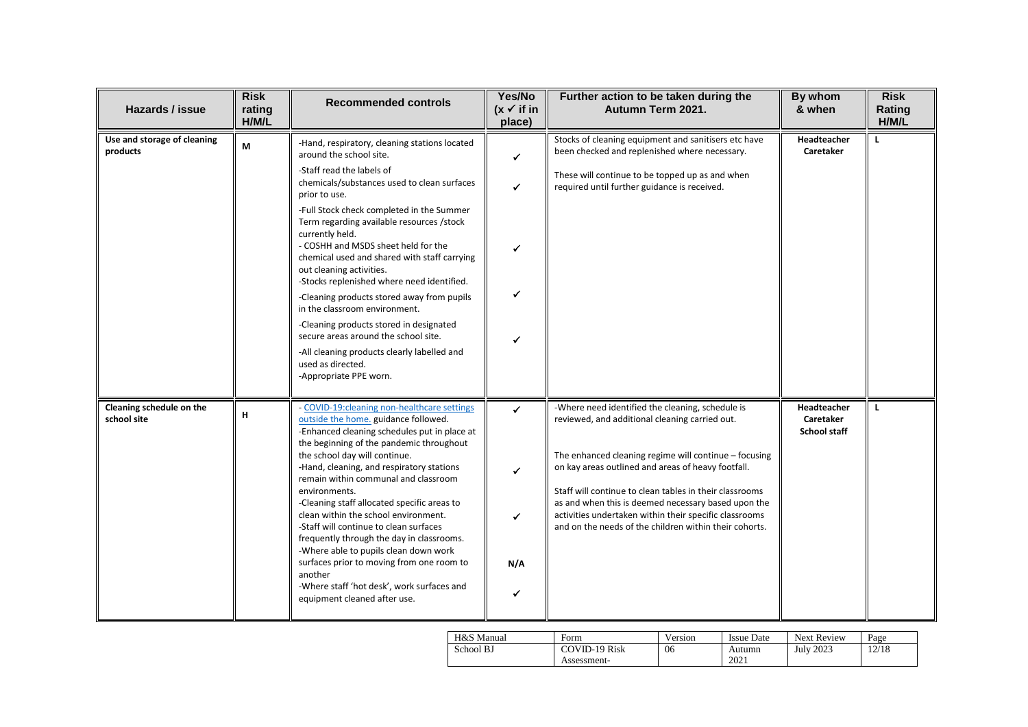| Hazards / issue | Risk rating H/M/L | Recommended controls | Yes/No (x ✓ if in place) | Further action to be taken during the Autumn Term 2021. | By whom & when | Risk Rating H/M/L |
|---|---|---|---|---|---|---|
| **Use and storage of cleaning products** | **M** | -Hand, respiratory, cleaning stations located around the school site.<br>-Staff read the labels of chemicals/substances used to clean surfaces prior to use.<br>-Full Stock check completed in the Summer Term regarding available resources /stock currently held.<br>- COSHH and MSDS sheet held for the chemical used and shared with staff carrying out cleaning activities.<br>-Stocks replenished where need identified.<br>-Cleaning products stored away from pupils in the classroom environment.<br>-Cleaning products stored in designated secure areas around the school site.<br>-All cleaning products clearly labelled and used as directed.<br>-Appropriate PPE worn. | ✓<br>✓<br>✓<br>✓<br>✓ | Stocks of cleaning equipment and sanitisers etc have been checked and replenished where necessary.<br><br>These will continue to be topped up as and when required until further guidance is received. | **Headteacher**<br>**Caretaker** | **L** |
| **Cleaning schedule on the school site** | **H** | - COVID-19:cleaning non-healthcare settings outside the home. guidance followed.<br>-Enhanced cleaning schedules put in place at the beginning of the pandemic throughout the school day will continue.<br>-Hand, cleaning, and respiratory stations remain within communal and classroom environments.<br>-Cleaning staff allocated specific areas to clean within the school environment.<br>-Staff will continue to clean surfaces frequently through the day in classrooms.<br>-Where able to pupils clean down work surfaces prior to moving from one room to another<br>-Where staff 'hot desk', work surfaces and equipment cleaned after use. | ✓<br>✓<br>✓<br>N/A<br>✓ | -Where need identified the cleaning, schedule is reviewed, and additional cleaning carried out.<br><br>The enhanced cleaning regime will continue – focusing on kay areas outlined and areas of heavy footfall.<br><br>Staff will continue to clean tables in their classrooms as and when this is deemed necessary based upon the activities undertaken within their specific classrooms and on the needs of the children within their cohorts. | **Headteacher**<br>**Caretaker**<br>**School staff** | **L** |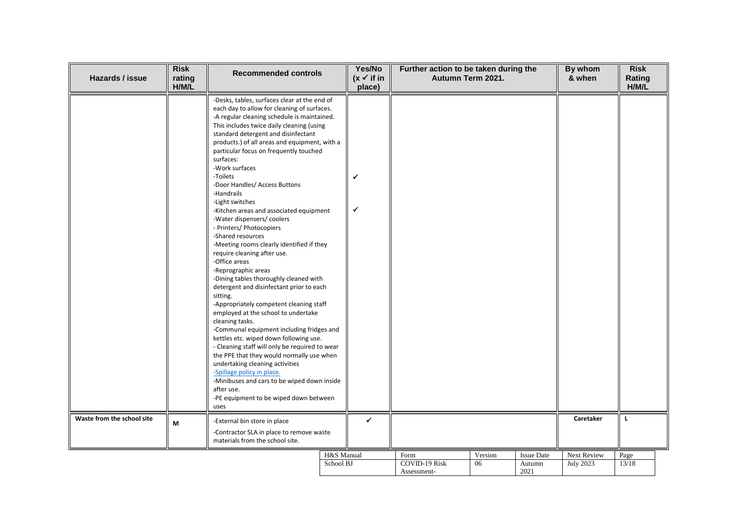| Hazards / issue | Risk rating H/M/L | Recommended controls | Yes/No (x ✓ if in place) | Further action to be taken during the Autumn Term 2021. | By whom & when | Risk Rating H/M/L |
|---|---|---|---|---|---|---|
| | | -Desks, tables, surfaces clear at the end of each day to allow for cleaning of surfaces.<br>-A regular cleaning schedule is maintained. This includes twice daily cleaning (using standard detergent and disinfectant products.) of all areas and equipment, with a particular focus on frequently touched surfaces:<br>-Work surfaces<br>-Toilets<br>-Door Handles/ Access Buttons<br>-Handrails<br>-Light switches<br>-Kitchen areas and associated equipment<br>-Water dispensers/ coolers<br>- Printers/ Photocopiers<br>-Shared resources<br>-Meeting rooms clearly identified if they require cleaning after use.<br>-Office areas<br>-Reprographic areas<br>-Dining tables thoroughly cleaned with detergent and disinfectant prior to each sitting.<br>-Appropriately competent cleaning staff employed at the school to undertake cleaning tasks.<br>-Communal equipment including fridges and kettles etc. wiped down following use.<br>- Cleaning staff will only be required to wear the PPE that they would normally use when undertaking cleaning activities<br>-Spillage policy in place.<br>-Minibuses and cars to be wiped down inside after use.<br>-PE equipment to be wiped down between uses | ✓<br>✓ | | | |
| **Waste from the school site** | **M** | -External bin store in place<br>-Contractor SLA in place to remove waste materials from the school site. | ✓ | | **Caretaker** | **L** |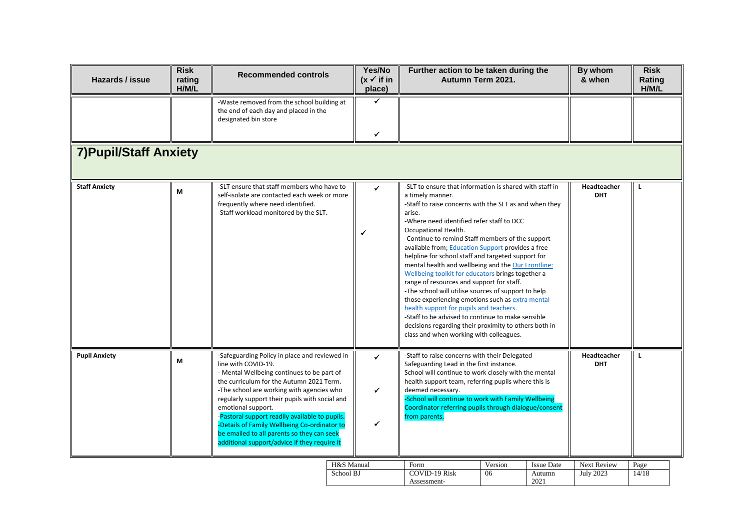| Hazards / issue | Risk rating H/M/L | Recommended controls | Yes/No (x ✓ if in place) | Further action to be taken during the Autumn Term 2021. | By whom & when | Risk Rating H/M/L |
|---|---|---|---|---|---|---|
| | | -Waste removed from the school building at the end of each day and placed in the designated bin store | ✓<br>✓ | | | |
| **7)Pupil/Staff Anxiety** | | | | | | |
| **Staff Anxiety** | M | -SLT ensure that staff members who have to self-isolate are contacted each week or more frequently where need identified.<br>-Staff workload monitored by the SLT. | ✓<br>✓ | -SLT to ensure that information is shared with staff in a timely manner.<br>-Staff to raise concerns with the SLT as and when they arise.<br>-Where need identified refer staff to DCC Occupational Health.<br>-Continue to remind Staff members of the support available from; Education Support provides a free helpline for school staff and targeted support for mental health and wellbeing and the Our Frontline: Wellbeing toolkit for educators brings together a range of resources and support for staff.<br>-The school will utilise sources of support to help those experiencing emotions such as extra mental health support for pupils and teachers.<br>-Staff to be advised to continue to make sensible decisions regarding their proximity to others both in class and when working with colleagues. | **Headteacher DHT** | L |
| **Pupil Anxiety** | M | -Safeguarding Policy in place and reviewed in line with COVID-19.<br>- Mental Wellbeing continues to be part of the curriculum for the Autumn 2021 Term.<br>-The school are working with agencies who regularly support their pupils with social and emotional support.<br>-Pastoral support readily available to pupils.<br>-Details of Family Wellbeing Co-ordinator to be emailed to all parents so they can seek additional support/advice if they require it | ✓<br>✓<br>✓ | -Staff to raise concerns with their Delegated Safeguarding Lead in the first instance.<br>School will continue to work closely with the mental health support team, referring pupils where this is deemed necessary.<br>-School will continue to work with Family Wellbeing Coordinator referring pupils through dialogue/consent from parents. | **Headteacher DHT** | L |

| H&S Manual | Form | Version | Issue Date | Next Review |
|---|---|---|---|---|
| School BJ | COVID-19 Risk Assessment- | 06 | Autumn 2021 | July 2023 |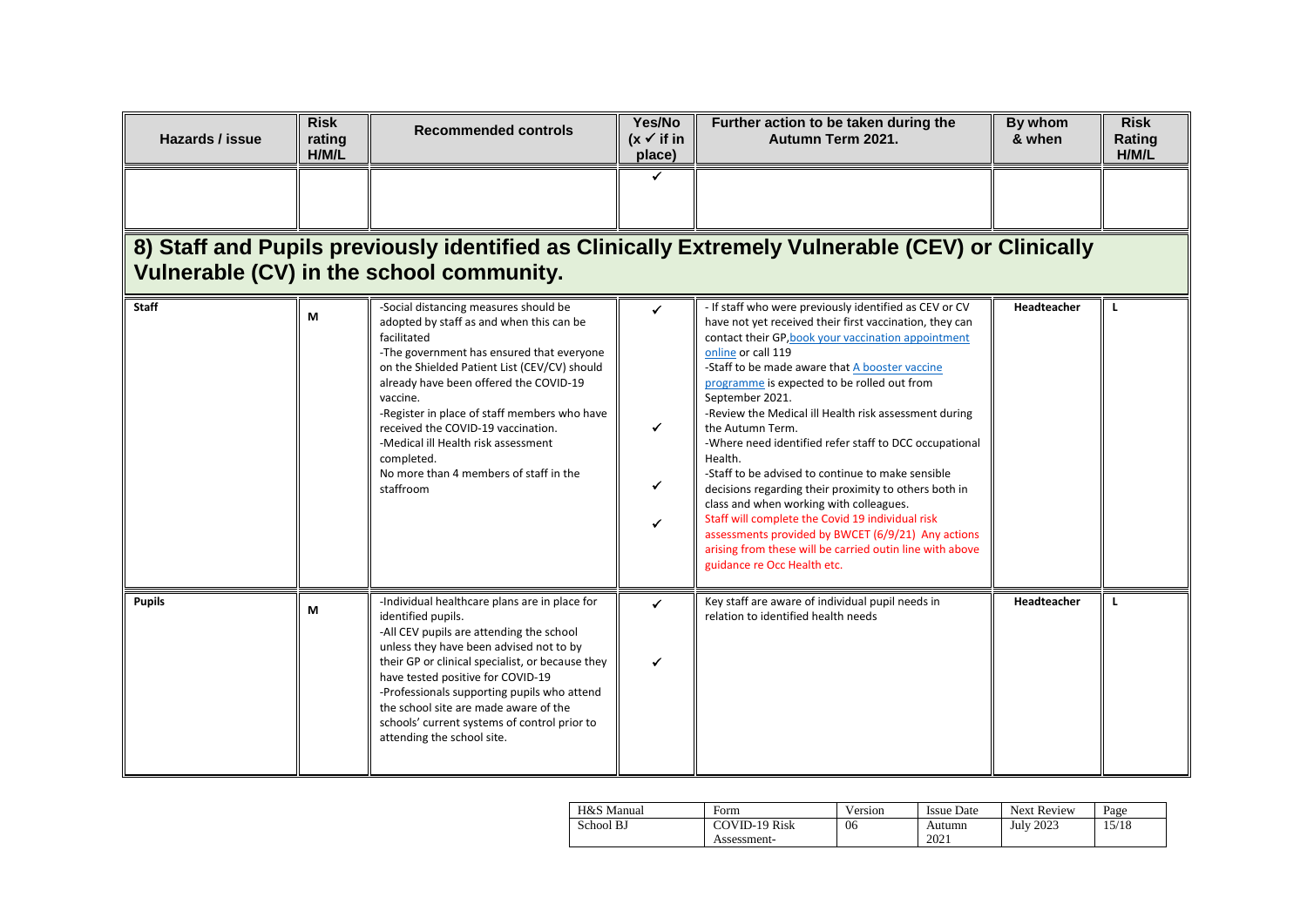| Hazards / issue | Risk rating H/M/L | Recommended controls | Yes/No (x ✓ if in place) | Further action to be taken during the Autumn Term 2021. | By whom & when | Risk Rating H/M/L |
|---|---|---|---|---|---|---|
| | | | ✓ | | | |
| **8) Staff and Pupils previously identified as Clinically Extremely Vulnerable (CEV) or Clinically Vulnerable (CV) in the school community.** | | | | | | |
| **Staff** | M | -Social distancing measures should be adopted by staff as and when this can be facilitated<br>-The government has ensured that everyone on the Shielded Patient List (CEV/CV) should already have been offered the COVID-19 vaccine.<br>-Register in place of staff members who have received the COVID-19 vaccination.<br>-Medical ill Health risk assessment completed.<br>No more than 4 members of staff in the staffroom | ✓<br>✓<br>✓<br>✓ | - If staff who were previously identified as CEV or CV have not yet received their first vaccination, they can contact their GP, [book your vaccination appointment online](book your vaccination appointment online) or call 119<br>-Staff to be made aware that [A booster vaccine programme](A booster vaccine programme) is expected to be rolled out from September 2021.<br>-Review the Medical ill Health risk assessment during the Autumn Term.<br>-Where need identified refer staff to DCC occupational Health.<br>-Staff to be advised to continue to make sensible decisions regarding their proximity to others both in class and when working with colleagues.<br>Staff will complete the Covid 19 individual risk assessments provided by BWCET (6/9/21) Any actions arising from these will be carried outin line with above guidance re Occ Health etc. | **Headteacher** | L |
| **Pupils** | M | -Individual healthcare plans are in place for identified pupils.<br>-All CEV pupils are attending the school unless they have been advised not to by their GP or clinical specialist, or because they have tested positive for COVID-19<br>-Professionals supporting pupils who attend the school site are made aware of the schools' current systems of control prior to attending the school site. | ✓<br>✓ | Key staff are aware of individual pupil needs in relation to identified health needs | **Headteacher** | L |

| H&S Manual | Form | Version | Issue Date | Next Review |
|---|---|---|---|---|
| School BJ | COVID-19 Risk Assessment- | 06 | Autumn 2021 | July 2023 |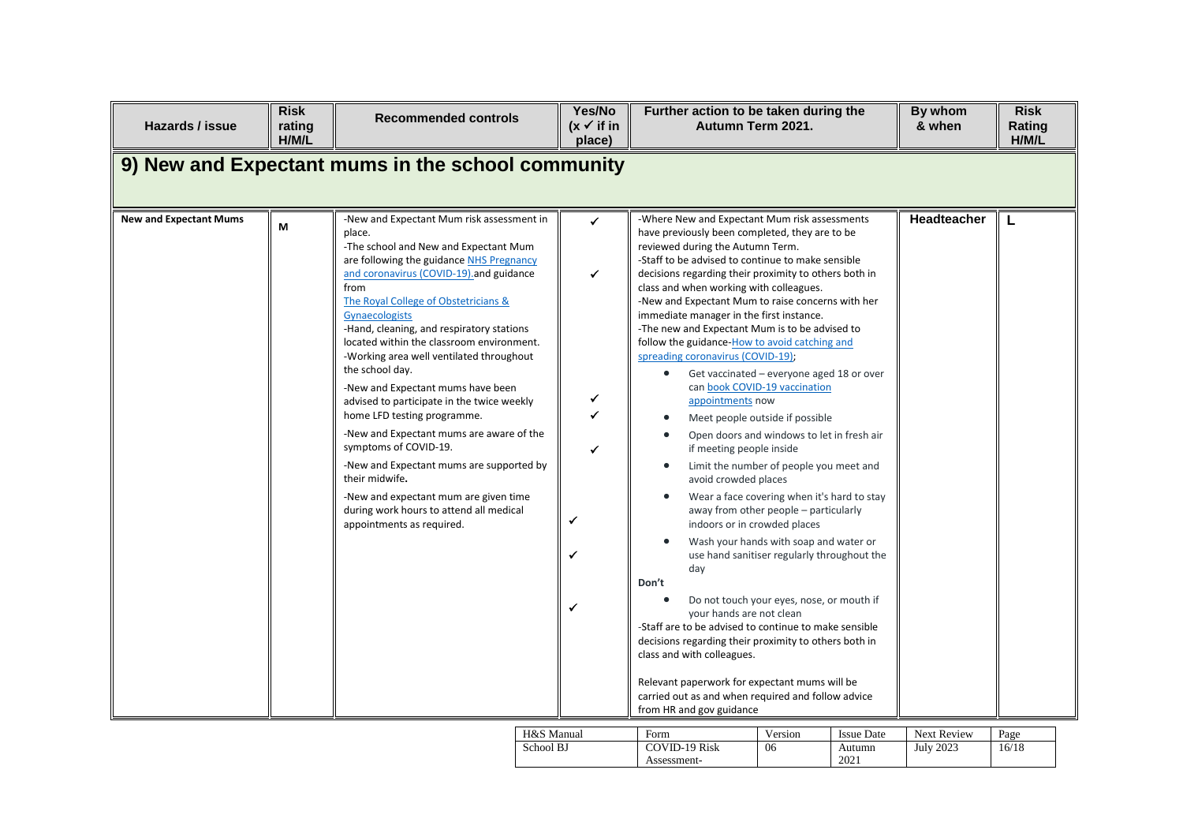| Hazards / issue | Risk rating H/M/L | Recommended controls | Yes/No (x ✓ if in place) | Further action to be taken during the Autumn Term 2021. | By whom & when | Risk Rating H/M/L |
|---|---|---|---|---|---|---|
| **9) New and Expectant mums in the school community** | | | | | | |
| **New and Expectant Mums** | M | -New and Expectant Mum risk assessment in place.<br>-The school and New and Expectant Mum are following the guidance NHS Pregnancy and coronavirus (COVID-19).and guidance from The Royal College of Obstetricians & Gynaecologists<br>-Hand, cleaning, and respiratory stations located within the classroom environment.<br>-Working area well ventilated throughout the school day.<br>-New and Expectant mums have been advised to participate in the twice weekly home LFD testing programme.<br>-New and Expectant mums are aware of the symptoms of COVID-19.<br>-New and Expectant mums are supported by their midwife.<br>-New and expectant mum are given time during work hours to attend all medical appointments as required. | ✓<br>✓<br>✓<br>✓<br>✓<br>✓<br>✓<br>✓ | -Where New and Expectant Mum risk assessments have previously been completed, they are to be reviewed during the Autumn Term.<br>-Staff to be advised to continue to make sensible decisions regarding their proximity to others both in class and when working with colleagues.<br>-New and Expectant Mum to raise concerns with her immediate manager in the first instance.<br>-The new and Expectant Mum is to be advised to follow the guidance-How to avoid catching and spreading coronavirus (COVID-19);<br>• Get vaccinated – everyone aged 18 or over can book COVID-19 vaccination appointments now<br>• Meet people outside if possible<br>• Open doors and windows to let in fresh air if meeting people inside<br>• Limit the number of people you meet and avoid crowded places<br>• Wear a face covering when it's hard to stay away from other people – particularly indoors or in crowded places<br>• Wash your hands with soap and water or use hand sanitiser regularly throughout the day<br>**Don't**<br>• Do not touch your eyes, nose, or mouth if your hands are not clean<br>-Staff are to be advised to continue to make sensible decisions regarding their proximity to others both in class and with colleagues.<br><br>Relevant paperwork for expectant mums will be carried out as and when required and follow advice from HR and gov guidance | **Headteacher** | **L** |

| H&S Manual | Form | Version | Issue Date | Next Review | Page |
|---|---|---|---|---|---|
| School BJ | COVID-19 Risk Assessment- | 06 | Autumn 2021 | July 2023 | 16/18 |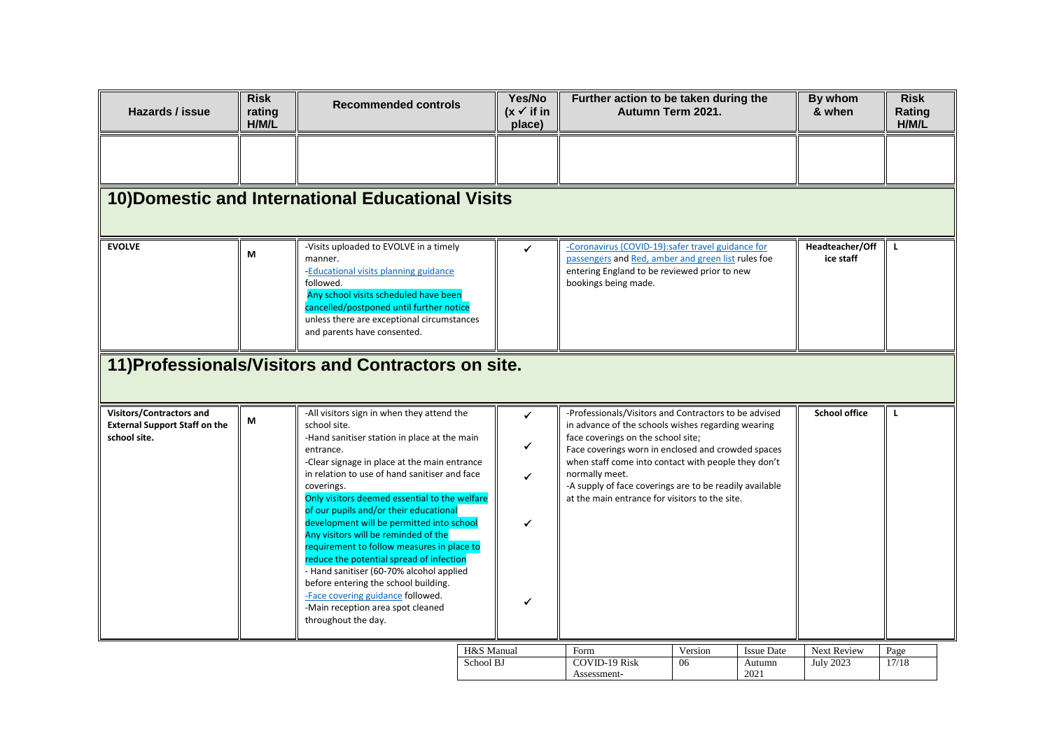| Hazards / issue | Risk rating H/M/L | Recommended controls | Yes/No (x ✓ if in place) | Further action to be taken during the Autumn Term 2021. | By whom & when | Risk Rating H/M/L |
|---|---|---|---|---|---|---|
| | | | | | | |

## 10)Domestic and International Educational Visits

| Hazards / issue | Risk rating H/M/L | Recommended controls | Yes/No (x ✓ if in place) | Further action to be taken during the Autumn Term 2021. | By whom & when | Risk Rating H/M/L |
|---|---|---|---|---|---|---|
| **EVOLVE** | **M** | -Visits uploaded to EVOLVE in a timely manner.<br>-Educational visits planning guidance followed.<br>Any school visits scheduled have been cancelled/postponed until further notice unless there are exceptional circumstances and parents have consented. | ✓ | -Coronavirus (COVID-19):safer travel guidance for passengers and Red, amber and green list rules foe entering England to be reviewed prior to new bookings being made. | **Headteacher/Office staff** | **L** |

## 11)Professionals/Visitors and Contractors on site.

| Hazards / issue | Risk rating H/M/L | Recommended controls | Yes/No (x ✓ if in place) | Further action to be taken during the Autumn Term 2021. | By whom & when | Risk Rating H/M/L |
|---|---|---|---|---|---|---|
| **Visitors/Contractors and External Support Staff on the school site.** | **M** | -All visitors sign in when they attend the school site.<br>-Hand sanitiser station in place at the main entrance.<br>-Clear signage in place at the main entrance in relation to use of hand sanitiser and face coverings.<br>Only visitors deemed essential to the welfare of our pupils and/or their educational development will be permitted into school Any visitors will be reminded of the requirement to follow measures in place to reduce the potential spread of infection<br>- Hand sanitiser (60-70% alcohol applied before entering the school building.<br>-Face covering guidance followed.<br>-Main reception area spot cleaned throughout the day. | ✓<br>✓<br>✓<br>✓<br>✓ | -Professionals/Visitors and Contractors to be advised in advance of the schools wishes regarding wearing face coverings on the school site;<br>Face coverings worn in enclosed and crowded spaces when staff come into contact with people they don't normally meet.<br>-A supply of face coverings are to be readily available at the main entrance for visitors to the site. | **School office** | **L** |

| H&S Manual | Form | Version | Issue Date | Next Review |
|---|---|---|---|---|
| School BJ | COVID-19 Risk Assessment- | 06 | Autumn 2021 | July 2023 |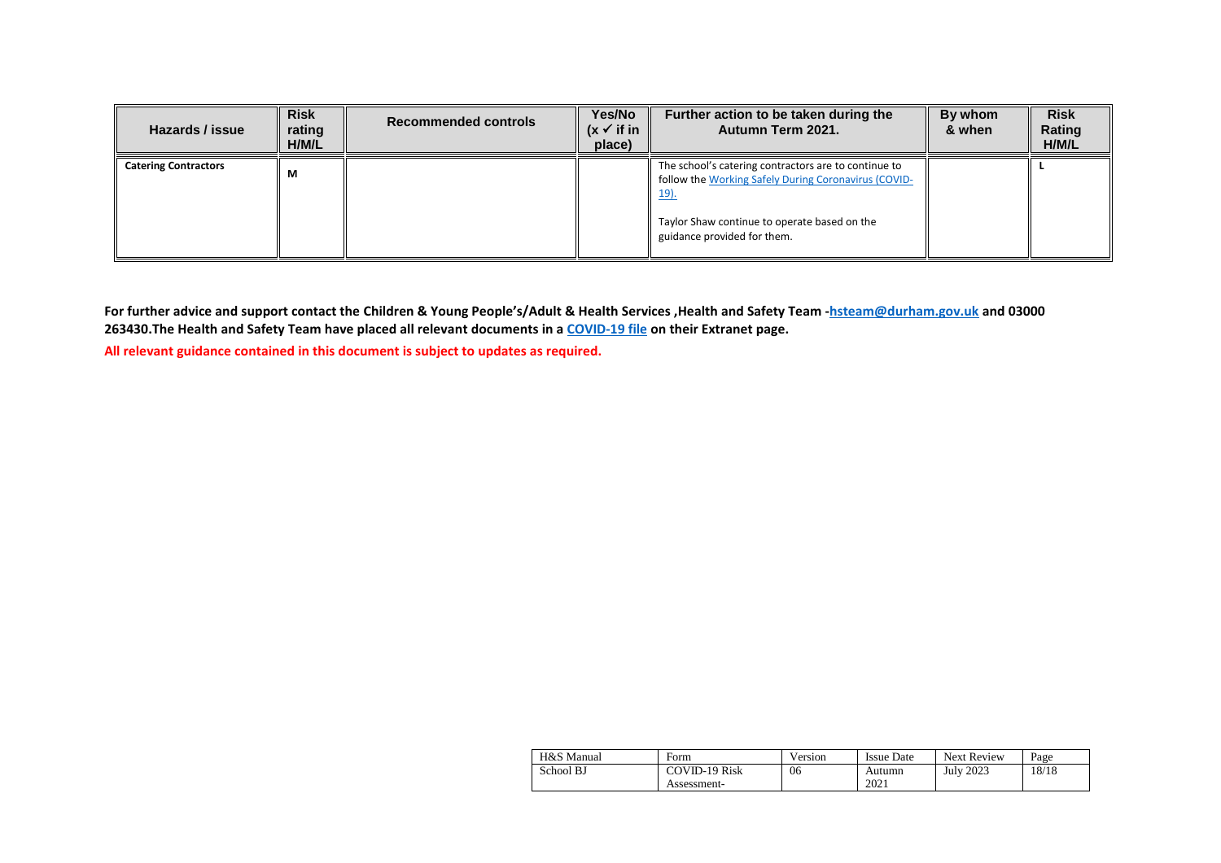| Hazards / issue | Risk rating H/M/L | Recommended controls | Yes/No (x ✓ if in place) | Further action to be taken during the Autumn Term 2021. | By whom & when | Risk Rating H/M/L |
|---|---|---|---|---|---|---|
| **Catering Contractors** | **M** | | | The school's catering contractors are to continue to follow the Working Safely During Coronavirus (COVID-19).<br><br>Taylor Shaw continue to operate based on the guidance provided for them. | | **L** |

**For further advice and support contact the Children & Young People's/Adult & Health Services ,Health and Safety Team -hsteam@durham.gov.uk and 03000 263430.The Health and Safety Team have placed all relevant documents in a COVID-19 file on their Extranet page.**

**All relevant guidance contained in this document is subject to updates as required.**

| H&S Manual | Form | Version | Issue Date | Next Review | Page |
|---|---|---|---|---|---|
| School BJ | COVID-19 Risk Assessment- | 06 | Autumn 2021 | July 2023 | 18/18 |